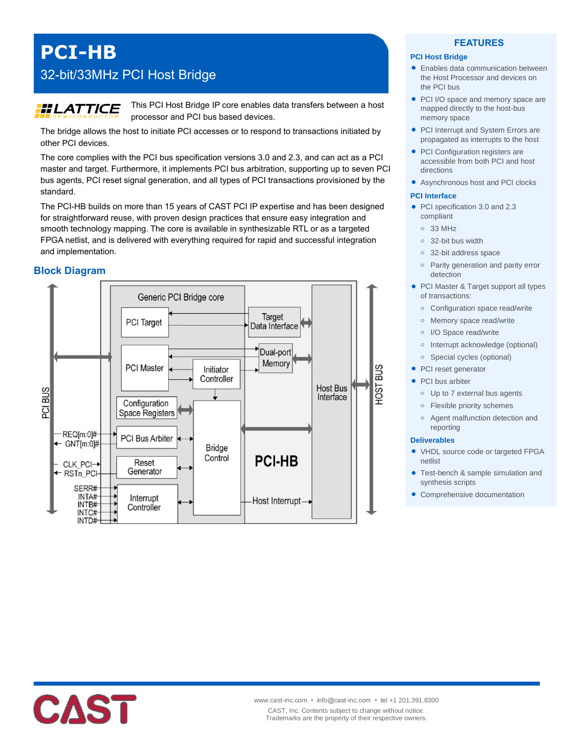# PCI-HB

## 32-bit/33MHz PCI Host Bridge

This PCI Host Bridge IP core enables data transfers between a host processor and PCI bus based devices.

The bridge allows the host to initiate PCI accesses or to respond to transactions initiated by other PCI devices.

The core complies with the PCI bus specification versions 3.0 and 2.3, and can act as a PCI master and target. Furthermore, it implements PCI bus arbitration, supporting up to seven PCI bus agents, PCI reset signal generation, and all types of PCI transactions provisioned by the standard.

The PCI-HB builds on more than 15 years of CAST PCI IP expertise and has been designed for straightforward reuse, with proven design practices that ensure easy integration and smooth technology mapping. The core is available in synthesizable RTL or as a targeted FPGA netlist, and is delivered with everything required for rapid and successful integration and implementation.

## Block Diagram

## FEATURES

### PCI Host Bridge

- Enables data communication between the Host Processor and devices on the PCI bus
- PCI I/O space and memory space are mapped directly to the host-bus memory space
- PCI Interrupt and System Errors are propagated as interrupts to the host
- PCI Configuration registers are accessible from both PCI and host directions
- Asynchronous host and PCI clocks

### PCI Interface

- PCI specification 3.0 and 2.3 compliant
  - 33 MHz
  - 32-bit bus width
  - 32-bit address space
  - Parity generation and parity error detection
- PCI Master & Target support all types of transactions:
  - Configuration space read/write
  - Memory space read/write
  - I/O Space read/write
  - Interrupt acknowledge (optional)
  - Special cycles (optional)
- PCI reset generator
- PCI bus arbiter
  - Up to 7 external bus agents
  - Flexible priority schemes
  - Agent malfunction detection and reporting

### Deliverables

- VHDL source code or targeted FPGA netlist
- Test-bench & sample simulation and synthesis scripts
- Comprehensive documentation

www.cast-inc.com • info@cast-inc.com • tel +1 201.391.8300

CAST, Inc. Contents subject to change without notice.
Trademarks are the property of their respective owners.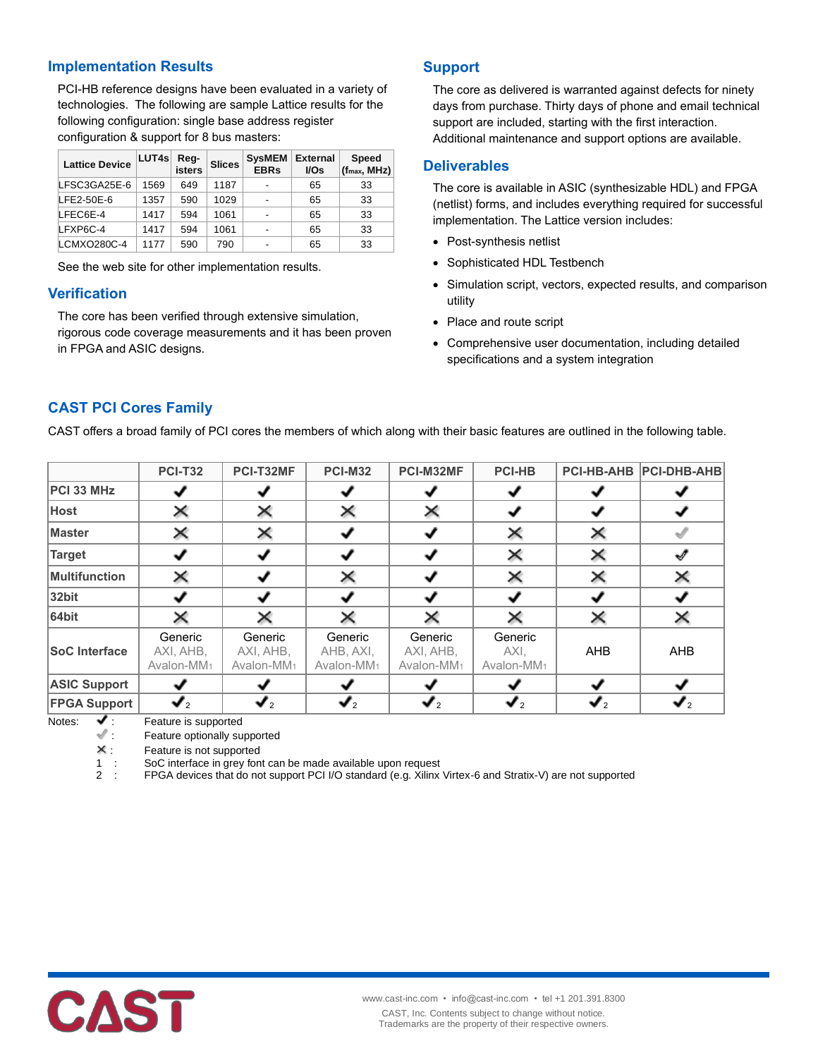## Implementation Results

PCI-HB reference designs have been evaluated in a variety of technologies. The following are sample Lattice results for the following configuration: single base address register configuration & support for 8 bus masters:

| Lattice Device | LUT4s | Reg-isters | Slices | SysMEM EBRs | External I/Os | Speed ($f_{max}$, MHz) |
|---|---|---|---|---|---|---|
| LFSC3GA25E-6 | 1569 | 649 | 1187 | - | 65 | 33 |
| LFE2-50E-6 | 1357 | 590 | 1029 | - | 65 | 33 |
| LFECE6E-4 | 1417 | 594 | 1061 | - | 65 | 33 |
| LFXP6C-4 | 1417 | 594 | 1061 | - | 65 | 33 |
| LCMXO280C-4 | 1177 | 590 | 790 | - | 65 | 33 |

See the web site for other implementation results.

## Verification

The core has been verified through extensive simulation, rigorous code coverage measurements and it has been proven in FPGA and ASIC designs.

## Support

The core as delivered is warranted against defects for ninety days from purchase. Thirty days of phone and email technical support are included, starting with the first interaction. Additional maintenance and support options are available.

## Deliverables

The core is available in ASIC (synthesizable HDL) and FPGA (netlist) forms, and includes everything required for successful implementation. The Lattice version includes:

- Post-synthesis netlist
- Sophisticated HDL Testbench
- Simulation script, vectors, expected results, and comparison utility
- Place and route script
- Comprehensive user documentation, including detailed specifications and a system integration

## CAST PCI Cores Family

CAST offers a broad family of PCI cores the members of which along with their basic features are outlined in the following table.

| | PCI-T32 | PCI-T32MF | PCI-M32 | PCI-M32MF | PCI-HB | PCI-HB-AHB | PCI-DHB-AHB |
|---|---|---|---|---|---|---|---|
| PCI 33 MHz | ✔ | ✔ | ✔ | ✔ | ✔ | ✔ | ✔ |
| Host | ✘ | ✘ | ✘ | ✘ | ✔ | ✔ | ✔ |
| Master | ✘ | ✘ | ✔ | ✔ | ✘ | ✘ | ✔ (optional) |
| Target | ✔ | ✔ | ✔ | ✔ | ✘ | ✘ | ✔ |
| Multifunction | ✘ | ✔ | ✘ | ✔ | ✘ | ✘ | ✘ |
| 32bit | ✔ | ✔ | ✔ | ✔ | ✔ | ✔ | ✔ |
| 64bit | ✘ | ✘ | ✘ | ✘ | ✘ | ✘ | ✘ |
| SoC Interface | Generic AXI, AHB, Avalon-MM1 | Generic AXI, AHB, Avalon-MM1 | Generic AHB, AXI, Avalon-MM1 | Generic AXI, AHB, Avalon-MM1 | Generic AXI, Avalon-MM1 | AHB | AHB |
| ASIC Support | ✔ | ✔ | ✔ | ✔ | ✔ | ✔ | ✔ |
| FPGA Support | ✔2 | ✔2 | ✔2 | ✔2 | ✔2 | ✔2 | ✔2 |

Notes:
- ✔ : Feature is supported
- ✔ (grey) : Feature optionally supported
- ✘ : Feature is not supported
- 1 : SoC interface in grey font can be made available upon request
- 2 : FPGA devices that do not support PCI I/O standard (e.g. Xilinx Virtex-6 and Stratix-V) are not supported

www.cast-inc.com • info@cast-inc.com • tel +1 201.391.8300

CAST, Inc. Contents subject to change without notice.
Trademarks are the property of their respective owners.